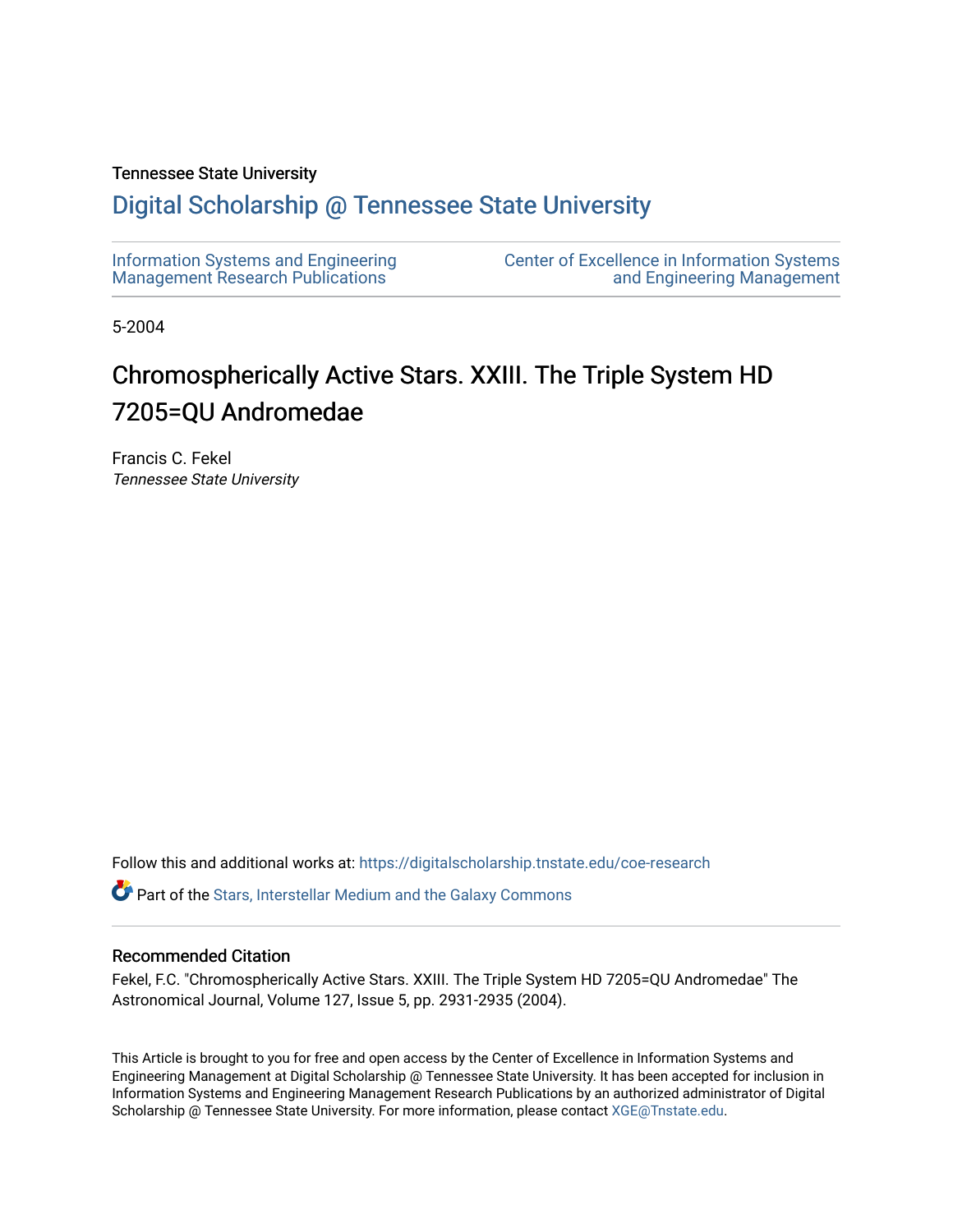Tennessee State University

# Digital Scholarship @ Tennessee State University

Information Systems and Engineering Management Research Publications

Center of Excellence in Information Systems and Engineering Management

5-2004

## Chromospherically Active Stars. XXIII. The Triple System HD 7205=QU Andromedae

Francis C. Fekel
*Tennessee State University*

Follow this and additional works at: https://digitalscholarship.tnstate.edu/coe-research

Part of the Stars, Interstellar Medium and the Galaxy Commons

### Recommended Citation

Fekel, F.C. "Chromospherically Active Stars. XXIII. The Triple System HD 7205=QU Andromedae" The Astronomical Journal, Volume 127, Issue 5, pp. 2931-2935 (2004).

This Article is brought to you for free and open access by the Center of Excellence in Information Systems and Engineering Management at Digital Scholarship @ Tennessee State University. It has been accepted for inclusion in Information Systems and Engineering Management Research Publications by an authorized administrator of Digital Scholarship @ Tennessee State University. For more information, please contact XGE@Tnstate.edu.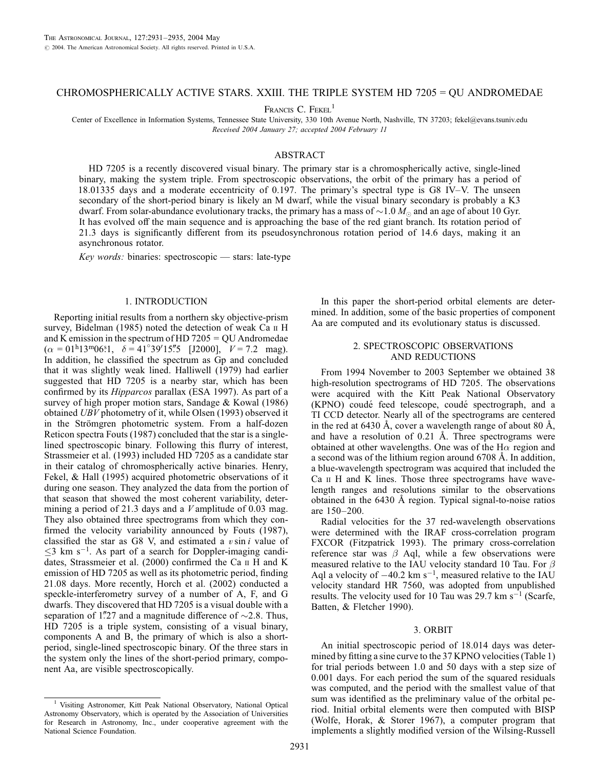# CHROMOSPHERICALLY ACTIVE STARS. XXIII. THE TRIPLE SYSTEM HD 7205 = QU ANDROMEDAE

Francis C. Fekel[1]

Center of Excellence in Information Systems, Tennessee State University, 330 10th Avenue North, Nashville, TN 37203; fekel@evans.tsuniv.edu
*Received 2004 January 27; accepted 2004 February 11*

## ABSTRACT

HD 7205 is a recently discovered visual binary. The primary star is a chromospherically active, single-lined binary, making the system triple. From spectroscopic observations, the orbit of the primary has a period of 18.01335 days and a moderate eccentricity of 0.197. The primary's spectral type is G8 IV–V. The unseen secondary of the short-period binary is likely an M dwarf, while the visual binary secondary is probably a K3 dwarf. From solar-abundance evolutionary tracks, the primary has a mass of $\sim$1.0 $M_\odot$ and an age of about 10 Gyr. It has evolved off the main sequence and is approaching the base of the red giant branch. Its rotation period of 21.3 days is significantly different from its pseudosynchronous rotation period of 14.6 days, making it an asynchronous rotator.

*Key words:* binaries: spectroscopic — stars: late-type

## 1. INTRODUCTION

Reporting initial results from a northern sky objective-prism survey, Bidelman (1985) noted the detection of weak Ca II H and K emission in the spectrum of HD 7205 = QU Andromedae ($\alpha = 01^{\rm h}13^{\rm m}06\overset{\rm s}{.}1$, $\delta = 41°39'15\overset{''}{.}5$ [J2000], $V = 7.2$ mag). In addition, he classified the spectrum as Gp and concluded that it was slightly weak lined. Halliwell (1979) had earlier suggested that HD 7205 is a nearby star, which has been confirmed by its *Hipparcos* parallax (ESA 1997). As part of a survey of high proper motion stars, Sandage & Kowal (1986) obtained *UBV* photometry of it, while Olsen (1993) observed it in the Strömgren photometric system. From a half-dozen Reticon spectra Fouts (1987) concluded that the star is a single-lined spectroscopic binary. Following this flurry of interest, Strassmeier et al. (1993) included HD 7205 as a candidate star in their catalog of chromospherically active binaries. Henry, Fekel, & Hall (1995) acquired photometric observations of it during one season. They analyzed the data from the portion of that season that showed the most coherent variability, determining a period of 21.3 days and a *V* amplitude of 0.03 mag. They also obtained three spectrograms from which they confirmed the velocity variability announced by Fouts (1987), classified the star as G8 V, and estimated a $v \sin i$ value of $\leq$3 km s$^{-1}$. As part of a search for Doppler-imaging candidates, Strassmeier et al. (2000) confirmed the Ca II H and K emission of HD 7205 as well as its photometric period, finding 21.08 days. More recently, Horch et al. (2002) conducted a speckle-interferometry survey of a number of A, F, and G dwarfs. They discovered that HD 7205 is a visual double with a separation of $1\overset{''}{.}27$ and a magnitude difference of $\sim$2.8. Thus, HD 7205 is a triple system, consisting of a visual binary, components A and B, the primary of which is also a short-period, single-lined spectroscopic binary. Of the three stars in the system only the lines of the short-period primary, component Aa, are visible spectroscopically.

In this paper the short-period orbital elements are determined. In addition, some of the basic properties of component Aa are computed and its evolutionary status is discussed.

## 2. SPECTROSCOPIC OBSERVATIONS AND REDUCTIONS

From 1994 November to 2003 September we obtained 38 high-resolution spectrograms of HD 7205. The observations were acquired with the Kitt Peak National Observatory (KPNO) coudé feed telescope, coudé spectrograph, and a TI CCD detector. Nearly all of the spectrograms are centered in the red at 6430 Å, cover a wavelength range of about 80 Å, and have a resolution of 0.21 Å. Three spectrograms were obtained at other wavelengths. One was of the H$\alpha$ region and a second was of the lithium region around 6708 Å. In addition, a blue-wavelength spectrogram was acquired that included the Ca II H and K lines. Those three spectrograms have wavelength ranges and resolutions similar to the observations obtained in the 6430 Å region. Typical signal-to-noise ratios are 150–200.

Radial velocities for the 37 red-wavelength observations were determined with the IRAF cross-correlation program FXCOR (Fitzpatrick 1993). The primary cross-correlation reference star was $\beta$ Aql, while a few observations were measured relative to the IAU velocity standard 10 Tau. For $\beta$ Aql a velocity of $-40.2$ km s$^{-1}$, measured relative to the IAU velocity standard HR 7560, was adopted from unpublished results. The velocity used for 10 Tau was 29.7 km s$^{-1}$ (Scarfe, Batten, & Fletcher 1990).

## 3. ORBIT

An initial spectroscopic period of 18.014 days was determined by fitting a sine curve to the 37 KPNO velocities (Table 1) for trial periods between 1.0 and 50 days with a step size of 0.001 days. For each period the sum of the squared residuals was computed, and the period with the smallest value of that sum was identified as the preliminary value of the orbital period. Initial orbital elements were then computed with BISP (Wolfe, Horak, & Storer 1967), a computer program that implements a slightly modified version of the Wilsing-Russell

[1] Visiting Astronomer, Kitt Peak National Observatory, National Optical Astronomy Observatory, which is operated by the Association of Universities for Research in Astronomy, Inc., under cooperative agreement with the National Science Foundation.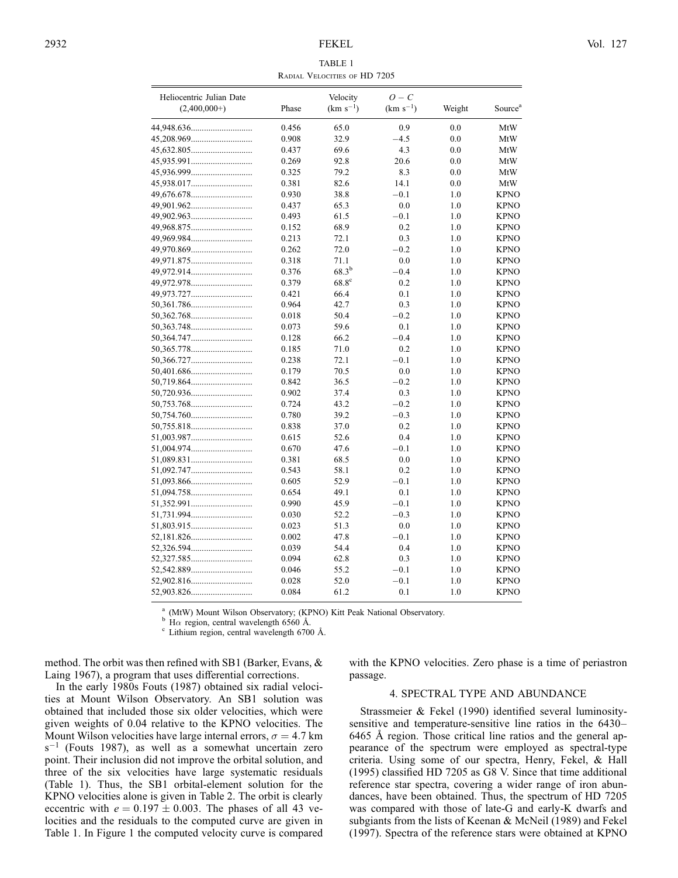TABLE 1
RADIAL VELOCITIES OF HD 7205

| Heliocentric Julian Date (2,400,000+) | Phase | Velocity (km s$^{-1}$) | $O-C$ (km s$^{-1}$) | Weight | Source[a] |
|---|---|---|---|---|---|
| 44,948.636 | 0.456 | 65.0 | 0.9 | 0.0 | MtW |
| 45,208.969 | 0.908 | 32.9 | −4.5 | 0.0 | MtW |
| 45,632.805 | 0.437 | 69.6 | 4.3 | 0.0 | MtW |
| 45,935.991 | 0.269 | 92.8 | 20.6 | 0.0 | MtW |
| 45,936.999 | 0.325 | 79.2 | 8.3 | 0.0 | MtW |
| 45,938.017 | 0.381 | 82.6 | 14.1 | 0.0 | MtW |
| 49,676.678 | 0.930 | 38.8 | −0.1 | 1.0 | KPNO |
| 49,901.962 | 0.437 | 65.3 | 0.0 | 1.0 | KPNO |
| 49,902.963 | 0.493 | 61.5 | −0.1 | 1.0 | KPNO |
| 49,968.875 | 0.152 | 68.9 | 0.2 | 1.0 | KPNO |
| 49,969.984 | 0.213 | 72.1 | 0.3 | 1.0 | KPNO |
| 49,970.869 | 0.262 | 72.0 | −0.2 | 1.0 | KPNO |
| 49,971.875 | 0.318 | 71.1 | 0.0 | 1.0 | KPNO |
| 49,972.914 | 0.376 | 68.3[b] | −0.4 | 1.0 | KPNO |
| 49,972.978 | 0.379 | 68.8[c] | 0.2 | 1.0 | KPNO |
| 49,973.727 | 0.421 | 66.4 | 0.1 | 1.0 | KPNO |
| 50,361.786 | 0.964 | 42.7 | 0.3 | 1.0 | KPNO |
| 50,362.768 | 0.018 | 50.4 | −0.2 | 1.0 | KPNO |
| 50,363.748 | 0.073 | 59.6 | 0.1 | 1.0 | KPNO |
| 50,364.747 | 0.128 | 66.2 | −0.4 | 1.0 | KPNO |
| 50,365.778 | 0.185 | 71.0 | 0.2 | 1.0 | KPNO |
| 50,366.727 | 0.238 | 72.1 | −0.1 | 1.0 | KPNO |
| 50,401.686 | 0.179 | 70.5 | 0.0 | 1.0 | KPNO |
| 50,719.864 | 0.842 | 36.5 | −0.2 | 1.0 | KPNO |
| 50,720.936 | 0.902 | 37.4 | 0.3 | 1.0 | KPNO |
| 50,753.768 | 0.724 | 43.2 | −0.2 | 1.0 | KPNO |
| 50,754.760 | 0.780 | 39.2 | −0.3 | 1.0 | KPNO |
| 50,755.818 | 0.838 | 37.0 | 0.2 | 1.0 | KPNO |
| 51,003.987 | 0.615 | 52.6 | 0.4 | 1.0 | KPNO |
| 51,004.974 | 0.670 | 47.6 | −0.1 | 1.0 | KPNO |
| 51,089.831 | 0.381 | 68.5 | 0.0 | 1.0 | KPNO |
| 51,092.747 | 0.543 | 58.1 | 0.2 | 1.0 | KPNO |
| 51,093.866 | 0.605 | 52.9 | −0.1 | 1.0 | KPNO |
| 51,094.758 | 0.654 | 49.1 | 0.1 | 1.0 | KPNO |
| 51,352.991 | 0.990 | 45.9 | −0.1 | 1.0 | KPNO |
| 51,731.994 | 0.030 | 52.2 | −0.3 | 1.0 | KPNO |
| 51,803.915 | 0.023 | 51.3 | 0.0 | 1.0 | KPNO |
| 52,181.826 | 0.002 | 47.8 | −0.1 | 1.0 | KPNO |
| 52,326.594 | 0.039 | 54.4 | 0.4 | 1.0 | KPNO |
| 52,327.585 | 0.094 | 62.8 | 0.3 | 1.0 | KPNO |
| 52,542.889 | 0.046 | 55.2 | −0.1 | 1.0 | KPNO |
| 52,902.816 | 0.028 | 52.0 | −0.1 | 1.0 | KPNO |
| 52,903.826 | 0.084 | 61.2 | 0.1 | 1.0 | KPNO |

[a] (MtW) Mount Wilson Observatory; (KPNO) Kitt Peak National Observatory.
[b] Hα region, central wavelength 6560 Å.
[c] Lithium region, central wavelength 6700 Å.

method. The orbit was then refined with SB1 (Barker, Evans, & Laing 1967), a program that uses differential corrections.

In the early 1980s Fouts (1987) obtained six radial velocities at Mount Wilson Observatory. An SB1 solution was obtained that included those six older velocities, which were given weights of 0.04 relative to the KPNO velocities. The Mount Wilson velocities have large internal errors, $\sigma = 4.7$ km s$^{-1}$ (Fouts 1987), as well as a somewhat uncertain zero point. Their inclusion did not improve the orbital solution, and three of the six velocities have large systematic residuals (Table 1). Thus, the SB1 orbital-element solution for the KPNO velocities alone is given in Table 2. The orbit is clearly eccentric with $e = 0.197 \pm 0.003$. The phases of all 43 velocities and the residuals to the computed curve are given in Table 1. In Figure 1 the computed velocity curve is compared with the KPNO velocities. Zero phase is a time of periastron passage.

## 4. SPECTRAL TYPE AND ABUNDANCE

Strassmeier & Fekel (1990) identified several luminosity-sensitive and temperature-sensitive line ratios in the 6430–6465 Å region. Those critical line ratios and the general appearance of the spectrum were employed as spectral-type criteria. Using some of our spectra, Henry, Fekel, & Hall (1995) classified HD 7205 as G8 V. Since that time additional reference star spectra, covering a wider range of iron abundances, have been obtained. Thus, the spectrum of HD 7205 was compared with those of late-G and early-K dwarfs and subgiants from the lists of Keenan & McNeil (1989) and Fekel (1997). Spectra of the reference stars were obtained at KPNO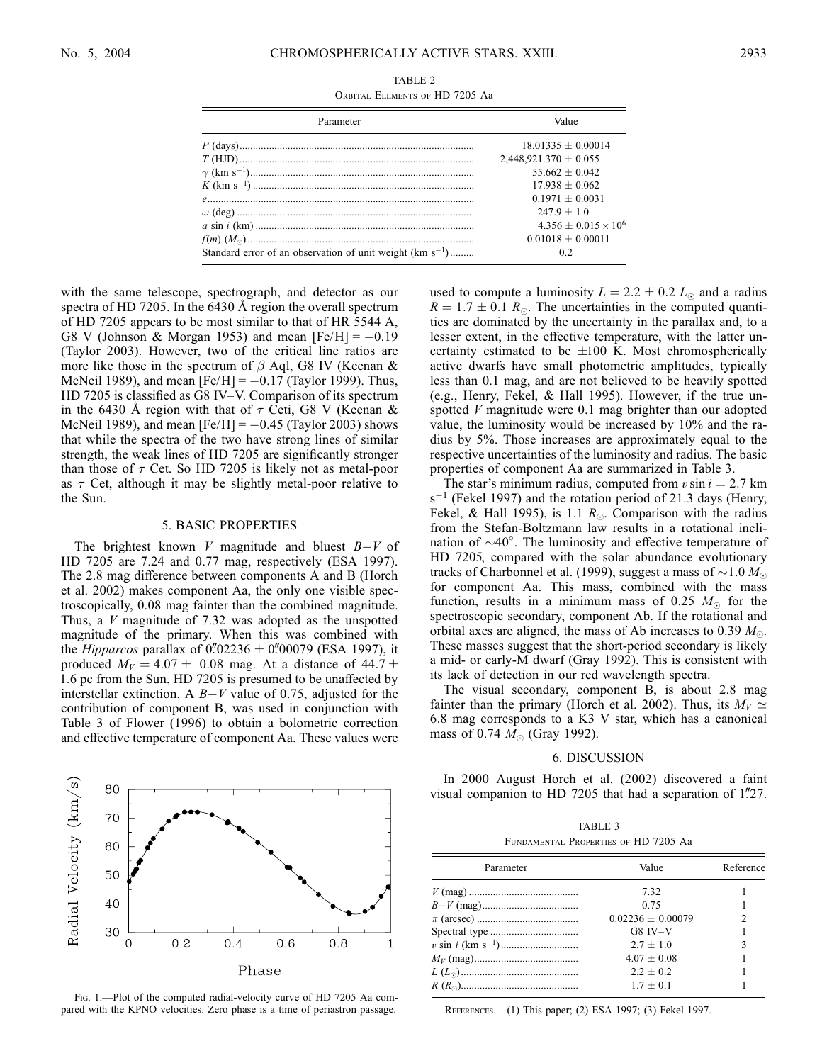TABLE 2

Orbital Elements of HD 7205 Aa

| Parameter | Value |
| --- | --- |
| $P$ (days) | 18.01335 ± 0.00014 |
| $T$ (HJD) | 2,448,921.370 ± 0.055 |
| $\gamma$ (km s$^{-1}$) | 55.662 ± 0.042 |
| $K$ (km s$^{-1}$) | 17.938 ± 0.062 |
| $e$ | 0.1971 ± 0.0031 |
| $\omega$ (deg) | 247.9 ± 1.0 |
| $a \sin i$ (km) | 4.356 ± 0.015 × $10^6$ |
| $f(m)$ ($M_\odot$) | 0.01018 ± 0.00011 |
| Standard error of an observation of unit weight (km s$^{-1}$) | 0.2 |

with the same telescope, spectrograph, and detector as our spectra of HD 7205. In the 6430 Å region the overall spectrum of HD 7205 appears to be most similar to that of HR 5544 A, G8 V (Johnson & Morgan 1953) and mean [Fe/H] = −0.19 (Taylor 2003). However, two of the critical line ratios are more like those in the spectrum of $\beta$ Aql, G8 IV (Keenan & McNeil 1989), and mean [Fe/H] = −0.17 (Taylor 1999). Thus, HD 7205 is classified as G8 IV–V. Comparison of its spectrum in the 6430 Å region with that of $\tau$ Ceti, G8 V (Keenan & McNeil 1989), and mean [Fe/H] = −0.45 (Taylor 2003) shows that while the spectra of the two have strong lines of similar strength, the weak lines of HD 7205 are significantly stronger than those of $\tau$ Cet. So HD 7205 is likely not as metal-poor as $\tau$ Cet, although it may be slightly metal-poor relative to the Sun.

## 5. BASIC PROPERTIES

The brightest known $V$ magnitude and bluest $B-V$ of HD 7205 are 7.24 and 0.77 mag, respectively (ESA 1997). The 2.8 mag difference between components A and B (Horch et al. 2002) makes component Aa, the only one visible spectroscopically, 0.08 mag fainter than the combined magnitude. Thus, a $V$ magnitude of 7.32 was adopted as the unspotted magnitude of the primary. When this was combined with the *Hipparcos* parallax of 0″.02236 ± 0″.00079 (ESA 1997), it produced $M_V = 4.07 \pm 0.08$ mag. At a distance of 44.7 ± 1.6 pc from the Sun, HD 7205 is presumed to be unaffected by interstellar extinction. A $B-V$ value of 0.75, adjusted for the contribution of component B, was used in conjunction with Table 3 of Flower (1996) to obtain a bolometric correction and effective temperature of component Aa. These values were used to compute a luminosity $L = 2.2 \pm 0.2$ $L_\odot$ and a radius $R = 1.7 \pm 0.1$ $R_\odot$. The uncertainties in the computed quantities are dominated by the uncertainty in the parallax and, to a lesser extent, in the effective temperature, with the latter uncertainty estimated to be ±100 K. Most chromospherically active dwarfs have small photometric amplitudes, typically less than 0.1 mag, and are not believed to be heavily spotted (e.g., Henry, Fekel, & Hall 1995). However, if the true unspotted $V$ magnitude were 0.1 mag brighter than our adopted value, the luminosity would be increased by 10% and the radius by 5%. Those increases are approximately equal to the respective uncertainties of the luminosity and radius. The basic properties of component Aa are summarized in Table 3.

The star's minimum radius, computed from $v \sin i = 2.7$ km s$^{-1}$ (Fekel 1997) and the rotation period of 21.3 days (Henry, Fekel, & Hall 1995), is 1.1 $R_\odot$. Comparison with the radius from the Stefan-Boltzmann law results in a rotational inclination of ~40°. The luminosity and effective temperature of HD 7205, compared with the solar abundance evolutionary tracks of Charbonnel et al. (1999), suggest a mass of ~1.0 $M_\odot$ for component Aa. This mass, combined with the mass function, results in a minimum mass of 0.25 $M_\odot$ for the spectroscopic secondary, component Ab. If the rotational and orbital axes are aligned, the mass of Ab increases to 0.39 $M_\odot$. These masses suggest that the short-period secondary is likely a mid- or early-M dwarf (Gray 1992). This is consistent with its lack of detection in our red wavelength spectra.

The visual secondary, component B, is about 2.8 mag fainter than the primary (Horch et al. 2002). Thus, its $M_V \simeq 6.8$ mag corresponds to a K3 V star, which has a canonical mass of 0.74 $M_\odot$ (Gray 1992).

Fig. 1.—Plot of the computed radial-velocity curve of HD 7205 Aa compared with the KPNO velocities. Zero phase is a time of periastron passage.

## 6. DISCUSSION

In 2000 August Horch et al. (2002) discovered a faint visual companion to HD 7205 that had a separation of 1″.27.

TABLE 3

Fundamental Properties of HD 7205 Aa

| Parameter | Value | Reference |
| --- | --- | --- |
| $V$ (mag) | 7.32 | 1 |
| $B-V$ (mag) | 0.75 | 1 |
| $\pi$ (arcsec) | 0.02236 ± 0.00079 | 2 |
| Spectral type | G8 IV–V | 1 |
| $v \sin i$ (km s$^{-1}$) | 2.7 ± 1.0 | 3 |
| $M_V$ (mag) | 4.07 ± 0.08 | 1 |
| $L$ ($L_\odot$) | 2.2 ± 0.2 | 1 |
| $R$ ($R_\odot$) | 1.7 ± 0.1 | 1 |

References.—(1) This paper; (2) ESA 1997; (3) Fekel 1997.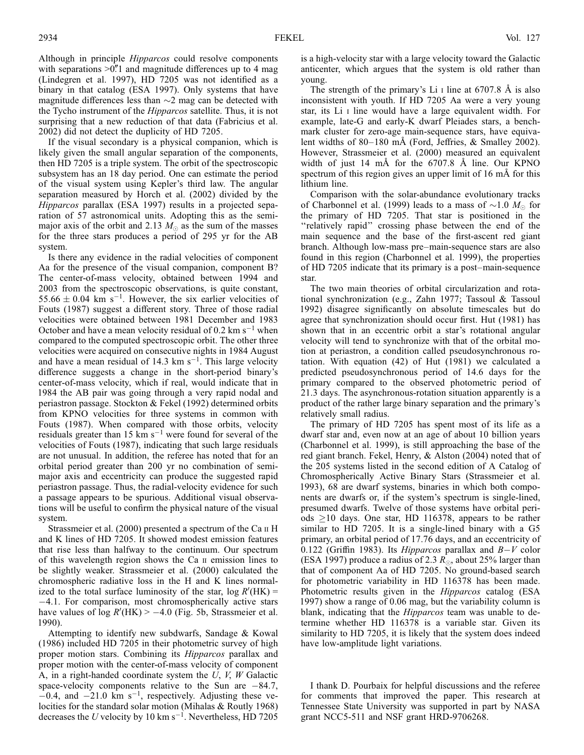Although in principle *Hipparcos* could resolve components with separations >0".1 and magnitude differences up to 4 mag (Lindegren et al. 1997), HD 7205 was not identified as a binary in that catalog (ESA 1997). Only systems that have magnitude differences less than ~2 mag can be detected with the Tycho instrument of the *Hipparcos* satellite. Thus, it is not surprising that a new reduction of that data (Fabricius et al. 2002) did not detect the duplicity of HD 7205.

If the visual secondary is a physical companion, which is likely given the small angular separation of the components, then HD 7205 is a triple system. The orbit of the spectroscopic subsystem has an 18 day period. One can estimate the period of the visual system using Kepler's third law. The angular separation measured by Horch et al. (2002) divided by the *Hipparcos* parallax (ESA 1997) results in a projected separation of 57 astronomical units. Adopting this as the semimajor axis of the orbit and 2.13 $M_{\odot}$ as the sum of the masses for the three stars produces a period of 295 yr for the AB system.

Is there any evidence in the radial velocities of component Aa for the presence of the visual companion, component B? The center-of-mass velocity, obtained between 1994 and 2003 from the spectroscopic observations, is quite constant, $55.66 \pm 0.04$ km s$^{-1}$. However, the six earlier velocities of Fouts (1987) suggest a different story. Three of those radial velocities were obtained between 1981 December and 1983 October and have a mean velocity residual of 0.2 km s$^{-1}$ when compared to the computed spectroscopic orbit. The other three velocities were acquired on consecutive nights in 1984 August and have a mean residual of 14.3 km s$^{-1}$. This large velocity difference suggests a change in the short-period binary's center-of-mass velocity, which if real, would indicate that in 1984 the AB pair was going through a very rapid nodal and periastron passage. Stockton & Fekel (1992) determined orbits from KPNO velocities for three systems in common with Fouts (1987). When compared with those orbits, velocity residuals greater than 15 km s$^{-1}$ were found for several of the velocities of Fouts (1987), indicating that such large residuals are not unusual. In addition, the referee has noted that for an orbital period greater than 200 yr no combination of semimajor axis and eccentricity can produce the suggested rapid periastron passage. Thus, the radial-velocity evidence for such a passage appears to be spurious. Additional visual observations will be useful to confirm the physical nature of the visual system.

Strassmeier et al. (2000) presented a spectrum of the Ca II H and K lines of HD 7205. It showed modest emission features that rise less than halfway to the continuum. Our spectrum of this wavelength region shows the Ca II emission lines to be slightly weaker. Strassmeier et al. (2000) calculated the chromospheric radiative loss in the H and K lines normalized to the total surface luminosity of the star, $\log R'(\mathrm{HK}) = -4.1$. For comparison, most chromospherically active stars have values of $\log R'(\mathrm{HK}) > -4.0$ (Fig. 5b, Strassmeier et al. 1990).

Attempting to identify new subdwarfs, Sandage & Kowal (1986) included HD 7205 in their photometric survey of high proper motion stars. Combining its *Hipparcos* parallax and proper motion with the center-of-mass velocity of component A, in a right-handed coordinate system the *U*, *V*, *W* Galactic space-velocity components relative to the Sun are $-84.7$, $-0.4$, and $-21.0$ km s$^{-1}$, respectively. Adjusting these velocities for the standard solar motion (Mihalas & Routly 1968) decreases the *U* velocity by 10 km s$^{-1}$. Nevertheless, HD 7205 is a high-velocity star with a large velocity toward the Galactic anticenter, which argues that the system is old rather than young.

The strength of the primary's Li I line at 6707.8 Å is also inconsistent with youth. If HD 7205 Aa were a very young star, its Li I line would have a large equivalent width. For example, late-G and early-K dwarf Pleiades stars, a benchmark cluster for zero-age main-sequence stars, have equivalent widths of 80–180 mÅ (Ford, Jeffries, & Smalley 2002). However, Strassmeier et al. (2000) measured an equivalent width of just 14 mÅ for the 6707.8 Å line. Our KPNO spectrum of this region gives an upper limit of 16 mÅ for this lithium line.

Comparison with the solar-abundance evolutionary tracks of Charbonnel et al. (1999) leads to a mass of ~1.0 $M_{\odot}$ for the primary of HD 7205. That star is positioned in the "relatively rapid" crossing phase between the end of the main sequence and the base of the first-ascent red giant branch. Although low-mass pre–main-sequence stars are also found in this region (Charbonnel et al. 1999), the properties of HD 7205 indicate that its primary is a post–main-sequence star.

The two main theories of orbital circularization and rotational synchronization (e.g., Zahn 1977; Tassoul & Tassoul 1992) disagree significantly on absolute timescales but do agree that synchronization should occur first. Hut (1981) has shown that in an eccentric orbit a star's rotational angular velocity will tend to synchronize with that of the orbital motion at periastron, a condition called pseudosynchronous rotation. With equation (42) of Hut (1981) we calculated a predicted pseudosynchronous period of 14.6 days for the primary compared to the observed photometric period of 21.3 days. The asynchronous-rotation situation apparently is a product of the rather large binary separation and the primary's relatively small radius.

The primary of HD 7205 has spent most of its life as a dwarf star and, even now at an age of about 10 billion years (Charbonnel et al. 1999), is still approaching the base of the red giant branch. Fekel, Henry, & Alston (2004) noted that of the 205 systems listed in the second edition of A Catalog of Chromospherically Active Binary Stars (Strassmeier et al. 1993), 68 are dwarf systems, binaries in which both components are dwarfs or, if the system's spectrum is single-lined, presumed dwarfs. Twelve of those systems have orbital periods $\geq$10 days. One star, HD 116378, appears to be rather similar to HD 7205. It is a single-lined binary with a G5 primary, an orbital period of 17.76 days, and an eccentricity of 0.122 (Griffin 1983). Its *Hipparcos* parallax and $B-V$ color (ESA 1997) produce a radius of 2.3 $R_{\odot}$, about 25% larger than that of component Aa of HD 7205. No ground-based search for photometric variability in HD 116378 has been made. Photometric results given in the *Hipparcos* catalog (ESA 1997) show a range of 0.06 mag, but the variability column is blank, indicating that the *Hipparcos* team was unable to determine whether HD 116378 is a variable star. Given its similarity to HD 7205, it is likely that the system does indeed have low-amplitude light variations.

I thank D. Pourbaix for helpful discussions and the referee for comments that improved the paper. This research at Tennessee State University was supported in part by NASA grant NCC5-511 and NSF grant HRD-9706268.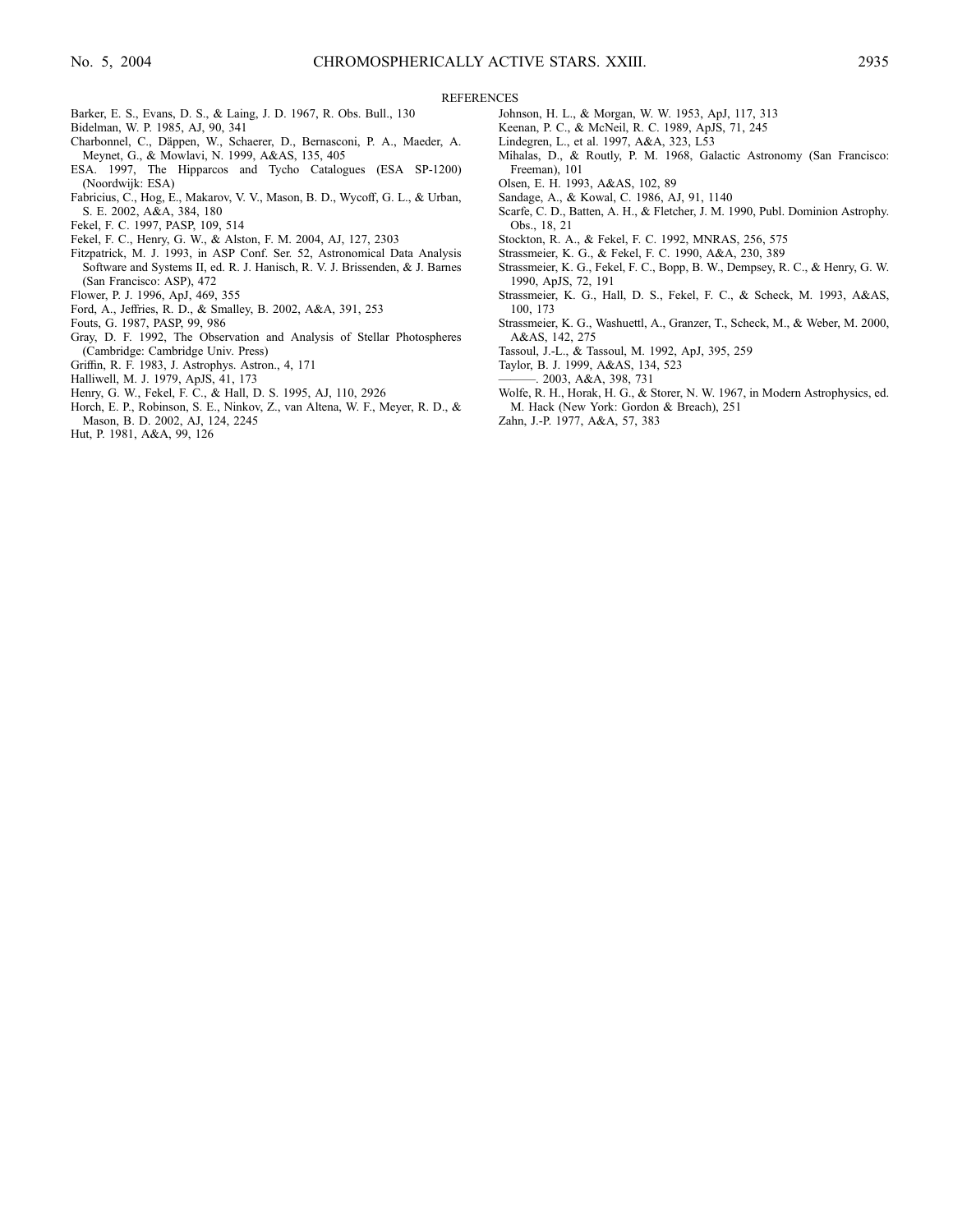## REFERENCES

Barker, E. S., Evans, D. S., & Laing, J. D. 1967, R. Obs. Bull., 130

Bidelman, W. P. 1985, AJ, 90, 341

Charbonnel, C., Däppen, W., Schaerer, D., Bernasconi, P. A., Maeder, A. Meynet, G., & Mowlavi, N. 1999, A&AS, 135, 405

ESA. 1997, The Hipparcos and Tycho Catalogues (ESA SP-1200) (Noordwijk: ESA)

Fabricius, C., Hog, E., Makarov, V. V., Mason, B. D., Wycoff, G. L., & Urban, S. E. 2002, A&A, 384, 180

Fekel, F. C. 1997, PASP, 109, 514

Fekel, F. C., Henry, G. W., & Alston, F. M. 2004, AJ, 127, 2303

Fitzpatrick, M. J. 1993, in ASP Conf. Ser. 52, Astronomical Data Analysis Software and Systems II, ed. R. J. Hanisch, R. V. J. Brissenden, & J. Barnes (San Francisco: ASP), 472

Flower, P. J. 1996, ApJ, 469, 355

Ford, A., Jeffries, R. D., & Smalley, B. 2002, A&A, 391, 253

Fouts, G. 1987, PASP, 99, 986

Gray, D. F. 1992, The Observation and Analysis of Stellar Photospheres (Cambridge: Cambridge Univ. Press)

Griffin, R. F. 1983, J. Astrophys. Astron., 4, 171

Halliwell, M. J. 1979, ApJS, 41, 173

Henry, G. W., Fekel, F. C., & Hall, D. S. 1995, AJ, 110, 2926

Horch, E. P., Robinson, S. E., Ninkov, Z., van Altena, W. F., Meyer, R. D., & Mason, B. D. 2002, AJ, 124, 2245

Hut, P. 1981, A&A, 99, 126

Johnson, H. L., & Morgan, W. W. 1953, ApJ, 117, 313

Keenan, P. C., & McNeil, R. C. 1989, ApJS, 71, 245

Lindegren, L., et al. 1997, A&A, 323, L53

Mihalas, D., & Routly, P. M. 1968, Galactic Astronomy (San Francisco: Freeman), 101

Olsen, E. H. 1993, A&AS, 102, 89

Sandage, A., & Kowal, C. 1986, AJ, 91, 1140

Scarfe, C. D., Batten, A. H., & Fletcher, J. M. 1990, Publ. Dominion Astrophy. Obs., 18, 21

Stockton, R. A., & Fekel, F. C. 1992, MNRAS, 256, 575

Strassmeier, K. G., & Fekel, F. C. 1990, A&A, 230, 389

Strassmeier, K. G., Fekel, F. C., Bopp, B. W., Dempsey, R. C., & Henry, G. W. 1990, ApJS, 72, 191

Strassmeier, K. G., Hall, D. S., Fekel, F. C., & Scheck, M. 1993, A&AS, 100, 173

Strassmeier, K. G., Washuettl, A., Granzer, T., Scheck, M., & Weber, M. 2000, A&AS, 142, 275

Tassoul, J.-L., & Tassoul, M. 1992, ApJ, 395, 259

Taylor, B. J. 1999, A&AS, 134, 523

———. 2003, A&A, 398, 731

Wolfe, R. H., Horak, H. G., & Storer, N. W. 1967, in Modern Astrophysics, ed. M. Hack (New York: Gordon & Breach), 251

Zahn, J.-P. 1977, A&A, 57, 383